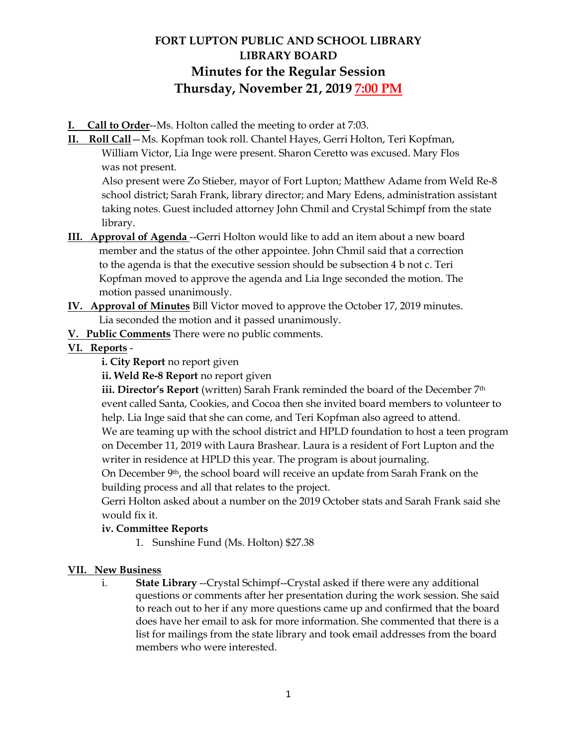# FORT LUPTON PUBLIC AND SCHOOL LIBRARY
# LIBRARY BOARD
## Minutes for the Regular Session
## Thursday, November 21, 2019 7:00 PM

**I. Call to Order**--Ms. Holton called the meeting to order at 7:03.

**II. Roll Call**—Ms. Kopfman took roll. Chantel Hayes, Gerri Holton, Teri Kopfman, William Victor, Lia Inge were present. Sharon Ceretto was excused. Mary Flos was not present.

Also present were Zo Stieber, mayor of Fort Lupton; Matthew Adame from Weld Re-8 school district; Sarah Frank, library director; and Mary Edens, administration assistant taking notes. Guest included attorney John Chmil and Crystal Schimpf from the state library.

**III. Approval of Agenda** --Gerri Holton would like to add an item about a new board member and the status of the other appointee. John Chmil said that a correction to the agenda is that the executive session should be subsection 4 b not c. Teri Kopfman moved to approve the agenda and Lia Inge seconded the motion. The motion passed unanimously.

**IV. Approval of Minutes** Bill Victor moved to approve the October 17, 2019 minutes. Lia seconded the motion and it passed unanimously.

**V. Public Comments** There were no public comments.

**VI. Reports** -

**i. City Report** no report given

**ii. Weld Re-8 Report** no report given

**iii. Director's Report** (written) Sarah Frank reminded the board of the December 7th event called Santa, Cookies, and Cocoa then she invited board members to volunteer to help. Lia Inge said that she can come, and Teri Kopfman also agreed to attend.

We are teaming up with the school district and HPLD foundation to host a teen program on December 11, 2019 with Laura Brashear. Laura is a resident of Fort Lupton and the writer in residence at HPLD this year. The program is about journaling.

On December 9th, the school board will receive an update from Sarah Frank on the building process and all that relates to the project.

Gerri Holton asked about a number on the 2019 October stats and Sarah Frank said she would fix it.

**iv. Committee Reports**

1. Sunshine Fund (Ms. Holton) $27.38

**VII. New Business**

i. **State Library** --Crystal Schimpf--Crystal asked if there were any additional questions or comments after her presentation during the work session. She said to reach out to her if any more questions came up and confirmed that the board does have her email to ask for more information. She commented that there is a list for mailings from the state library and took email addresses from the board members who were interested.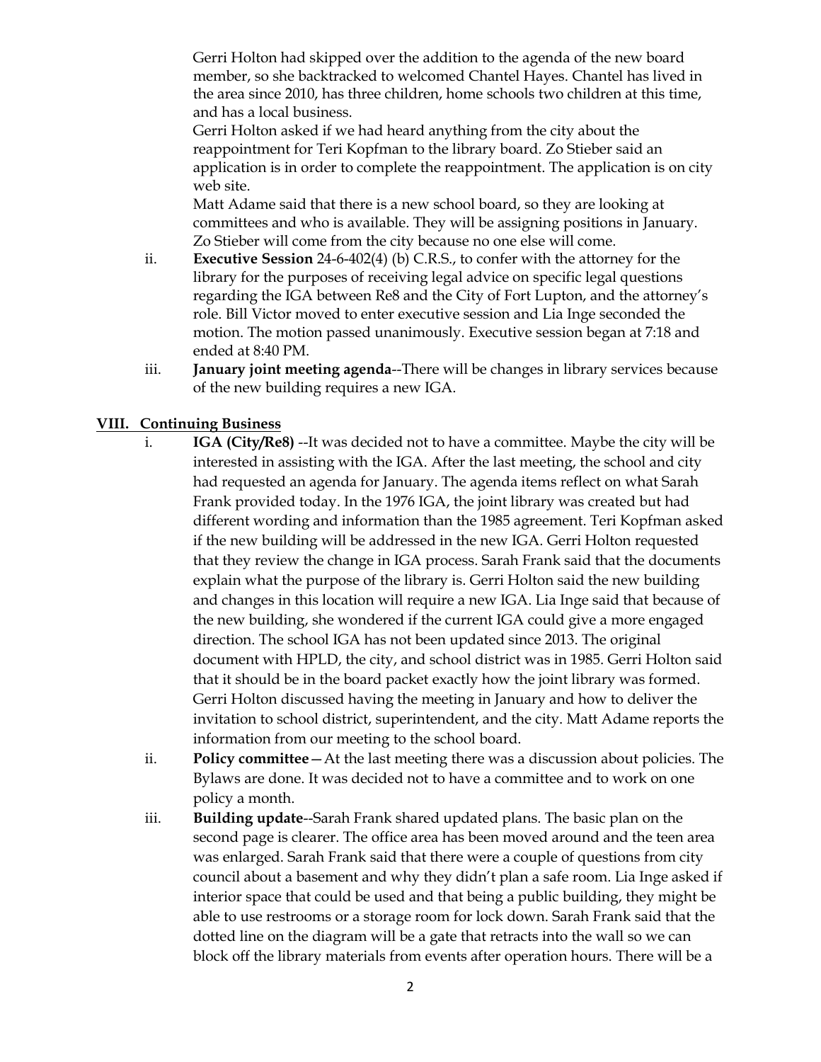Gerri Holton had skipped over the addition to the agenda of the new board member, so she backtracked to welcomed Chantel Hayes. Chantel has lived in the area since 2010, has three children, home schools two children at this time, and has a local business.

Gerri Holton asked if we had heard anything from the city about the reappointment for Teri Kopfman to the library board. Zo Stieber said an application is in order to complete the reappointment. The application is on city web site.

Matt Adame said that there is a new school board, so they are looking at committees and who is available. They will be assigning positions in January. Zo Stieber will come from the city because no one else will come.

ii. **Executive Session** 24-6-402(4) (b) C.R.S., to confer with the attorney for the library for the purposes of receiving legal advice on specific legal questions regarding the IGA between Re8 and the City of Fort Lupton, and the attorney's role. Bill Victor moved to enter executive session and Lia Inge seconded the motion. The motion passed unanimously. Executive session began at 7:18 and ended at 8:40 PM.

iii. **January joint meeting agenda**--There will be changes in library services because of the new building requires a new IGA.

## VIII. Continuing Business

i. **IGA (City/Re8)** --It was decided not to have a committee. Maybe the city will be interested in assisting with the IGA. After the last meeting, the school and city had requested an agenda for January. The agenda items reflect on what Sarah Frank provided today. In the 1976 IGA, the joint library was created but had different wording and information than the 1985 agreement. Teri Kopfman asked if the new building will be addressed in the new IGA. Gerri Holton requested that they review the change in IGA process. Sarah Frank said that the documents explain what the purpose of the library is. Gerri Holton said the new building and changes in this location will require a new IGA. Lia Inge said that because of the new building, she wondered if the current IGA could give a more engaged direction. The school IGA has not been updated since 2013. The original document with HPLD, the city, and school district was in 1985. Gerri Holton said that it should be in the board packet exactly how the joint library was formed. Gerri Holton discussed having the meeting in January and how to deliver the invitation to school district, superintendent, and the city. Matt Adame reports the information from our meeting to the school board.

ii. **Policy committee**—At the last meeting there was a discussion about policies. The Bylaws are done. It was decided not to have a committee and to work on one policy a month.

iii. **Building update**--Sarah Frank shared updated plans. The basic plan on the second page is clearer. The office area has been moved around and the teen area was enlarged. Sarah Frank said that there were a couple of questions from city council about a basement and why they didn't plan a safe room. Lia Inge asked if interior space that could be used and that being a public building, they might be able to use restrooms or a storage room for lock down. Sarah Frank said that the dotted line on the diagram will be a gate that retracts into the wall so we can block off the library materials from events after operation hours. There will be a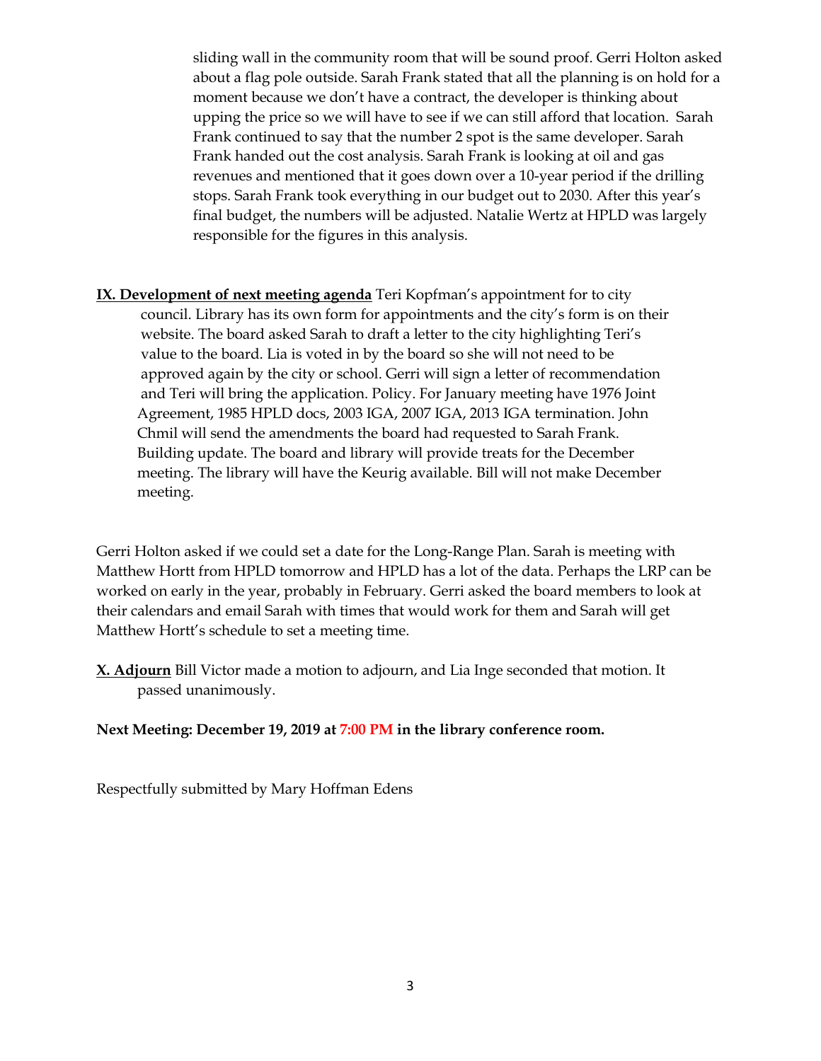sliding wall in the community room that will be sound proof. Gerri Holton asked about a flag pole outside. Sarah Frank stated that all the planning is on hold for a moment because we don't have a contract, the developer is thinking about upping the price so we will have to see if we can still afford that location. Sarah Frank continued to say that the number 2 spot is the same developer. Sarah Frank handed out the cost analysis. Sarah Frank is looking at oil and gas revenues and mentioned that it goes down over a 10-year period if the drilling stops. Sarah Frank took everything in our budget out to 2030. After this year's final budget, the numbers will be adjusted. Natalie Wertz at HPLD was largely responsible for the figures in this analysis.

**IX. Development of next meeting agenda** Teri Kopfman's appointment for to city council. Library has its own form for appointments and the city's form is on their website. The board asked Sarah to draft a letter to the city highlighting Teri's value to the board. Lia is voted in by the board so she will not need to be approved again by the city or school. Gerri will sign a letter of recommendation and Teri will bring the application. Policy. For January meeting have 1976 Joint Agreement, 1985 HPLD docs, 2003 IGA, 2007 IGA, 2013 IGA termination. John Chmil will send the amendments the board had requested to Sarah Frank. Building update. The board and library will provide treats for the December meeting. The library will have the Keurig available. Bill will not make December meeting.

Gerri Holton asked if we could set a date for the Long-Range Plan. Sarah is meeting with Matthew Hortt from HPLD tomorrow and HPLD has a lot of the data. Perhaps the LRP can be worked on early in the year, probably in February. Gerri asked the board members to look at their calendars and email Sarah with times that would work for them and Sarah will get Matthew Hortt's schedule to set a meeting time.

**X. Adjourn** Bill Victor made a motion to adjourn, and Lia Inge seconded that motion. It passed unanimously.

**Next Meeting: December 19, 2019 at 7:00 PM in the library conference room.**

Respectfully submitted by Mary Hoffman Edens